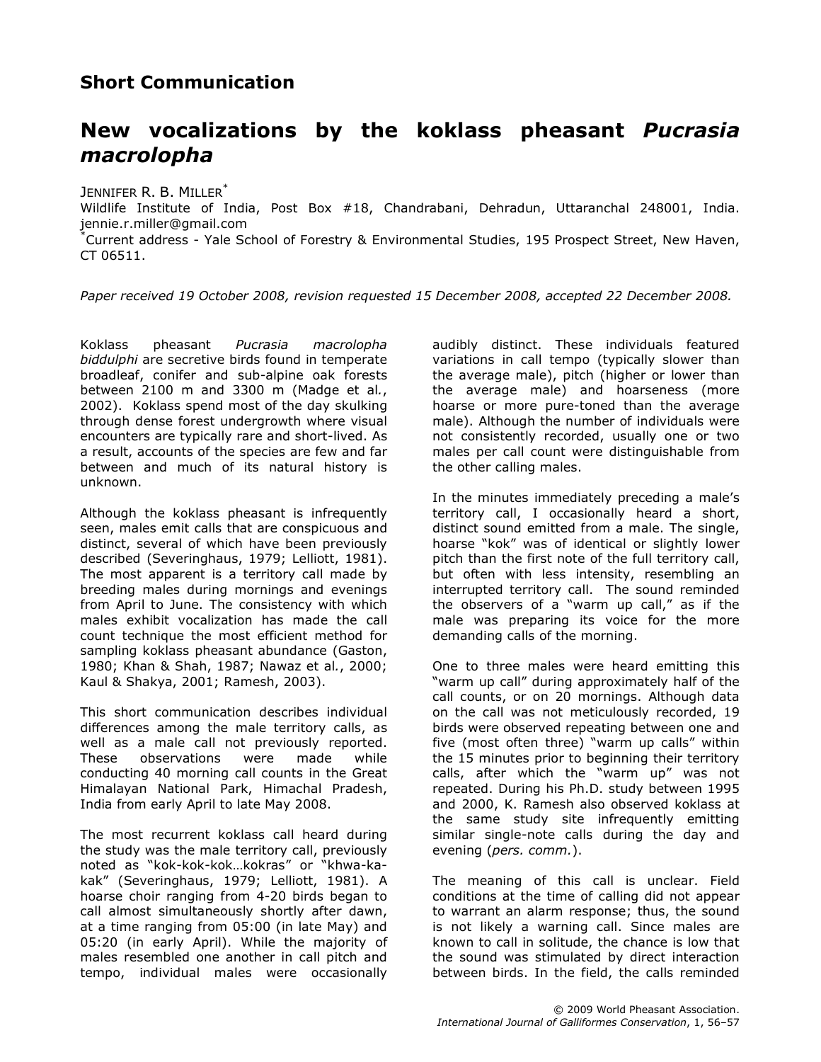## Short Communication

# New vocalizations by the koklass pheasant *Pucrasia macrolopha*

JENNIFER R. B. MILLER*

Wildlife Institute of India, Post Box #18, Chandrabani, Dehradun, Uttaranchal 248001, India. jennie.r.miller@gmail.com

*Current address - Yale School of Forestry & Environmental Studies, 195 Prospect Street, New Haven, CT 06511.

*Paper received 19 October 2008, revision requested 15 December 2008, accepted 22 December 2008.*

Koklass pheasant *Pucrasia macrolopha biddulphi* are secretive birds found in temperate broadleaf, conifer and sub-alpine oak forests between 2100 m and 3300 m (Madge et al., 2002). Koklass spend most of the day skulking through dense forest undergrowth where visual encounters are typically rare and short-lived. As a result, accounts of the species are few and far between and much of its natural history is unknown.

Although the koklass pheasant is infrequently seen, males emit calls that are conspicuous and distinct, several of which have been previously described (Severinghaus, 1979; Lelliott, 1981). The most apparent is a territory call made by breeding males during mornings and evenings from April to June. The consistency with which males exhibit vocalization has made the call count technique the most efficient method for sampling koklass pheasant abundance (Gaston, 1980; Khan & Shah, 1987; Nawaz et al., 2000; Kaul & Shakya, 2001; Ramesh, 2003).

This short communication describes individual differences among the male territory calls, as well as a male call not previously reported. These observations were made while conducting 40 morning call counts in the Great Himalayan National Park, Himachal Pradesh, India from early April to late May 2008.

The most recurrent koklass call heard during the study was the male territory call, previously noted as "kok-kok-kok…kokras" or "khwa-ka-kak" (Severinghaus, 1979; Lelliott, 1981). A hoarse choir ranging from 4-20 birds began to call almost simultaneously shortly after dawn, at a time ranging from 05:00 (in late May) and 05:20 (in early April). While the majority of males resembled one another in call pitch and tempo, individual males were occasionally audibly distinct. These individuals featured variations in call tempo (typically slower than the average male), pitch (higher or lower than the average male) and hoarseness (more hoarse or more pure-toned than the average male). Although the number of individuals were not consistently recorded, usually one or two males per call count were distinguishable from the other calling males.

In the minutes immediately preceding a male's territory call, I occasionally heard a short, distinct sound emitted from a male. The single, hoarse "kok" was of identical or slightly lower pitch than the first note of the full territory call, but often with less intensity, resembling an interrupted territory call. The sound reminded the observers of a "warm up call," as if the male was preparing its voice for the more demanding calls of the morning.

One to three males were heard emitting this "warm up call" during approximately half of the call counts, or on 20 mornings. Although data on the call was not meticulously recorded, 19 birds were observed repeating between one and five (most often three) "warm up calls" within the 15 minutes prior to beginning their territory calls, after which the "warm up" was not repeated. During his Ph.D. study between 1995 and 2000, K. Ramesh also observed koklass at the same study site infrequently emitting similar single-note calls during the day and evening (*pers. comm.*).

The meaning of this call is unclear. Field conditions at the time of calling did not appear to warrant an alarm response; thus, the sound is not likely a warning call. Since males are known to call in solitude, the chance is low that the sound was stimulated by direct interaction between birds. In the field, the calls reminded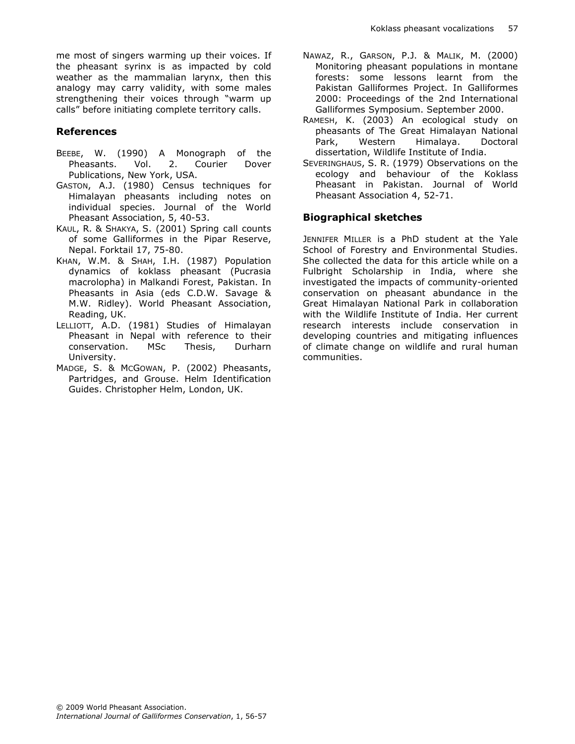me most of singers warming up their voices. If the pheasant syrinx is as impacted by cold weather as the mammalian larynx, then this analogy may carry validity, with some males strengthening their voices through "warm up calls" before initiating complete territory calls.

## References

BEEBE, W. (1990) A Monograph of the Pheasants. Vol. 2. Courier Dover Publications, New York, USA.

GASTON, A.J. (1980) Census techniques for Himalayan pheasants including notes on individual species. Journal of the World Pheasant Association, 5, 40-53.

KAUL, R. & SHAKYA, S. (2001) Spring call counts of some Galliformes in the Pipar Reserve, Nepal. Forktail 17, 75-80.

KHAN, W.M. & SHAH, I.H. (1987) Population dynamics of koklass pheasant (Pucrasia macrolopha) in Malkandi Forest, Pakistan. In Pheasants in Asia (eds C.D.W. Savage & M.W. Ridley). World Pheasant Association, Reading, UK.

LELLIOTT, A.D. (1981) Studies of Himalayan Pheasant in Nepal with reference to their conservation. MSc Thesis, Durharn University.

MADGE, S. & MCGOWAN, P. (2002) Pheasants, Partridges, and Grouse. Helm Identification Guides. Christopher Helm, London, UK.

NAWAZ, R., GARSON, P.J. & MALIK, M. (2000) Monitoring pheasant populations in montane forests: some lessons learnt from the Pakistan Galliformes Project. In Galliformes 2000: Proceedings of the 2nd International Galliformes Symposium. September 2000.

RAMESH, K. (2003) An ecological study on pheasants of The Great Himalayan National Park, Western Himalaya. Doctoral dissertation, Wildlife Institute of India.

SEVERINGHAUS, S. R. (1979) Observations on the ecology and behaviour of the Koklass Pheasant in Pakistan. Journal of World Pheasant Association 4, 52-71.

## Biographical sketches

JENNIFER MILLER is a PhD student at the Yale School of Forestry and Environmental Studies. She collected the data for this article while on a Fulbright Scholarship in India, where she investigated the impacts of community-oriented conservation on pheasant abundance in the Great Himalayan National Park in collaboration with the Wildlife Institute of India. Her current research interests include conservation in developing countries and mitigating influences of climate change on wildlife and rural human communities.

© 2009 World Pheasant Association.